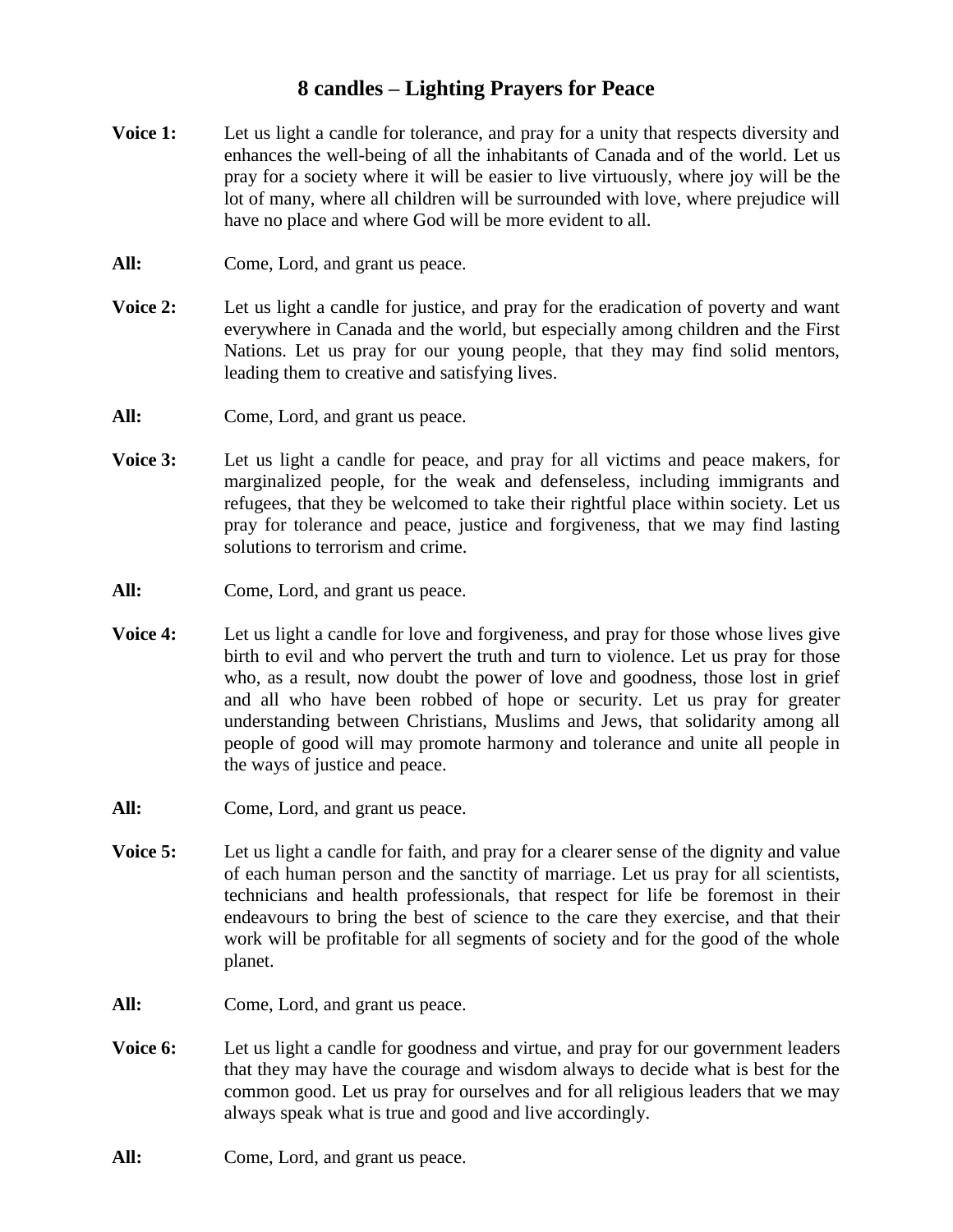# 8 candles – Lighting Prayers for Peace

**Voice 1:** Let us light a candle for tolerance, and pray for a unity that respects diversity and enhances the well-being of all the inhabitants of Canada and of the world. Let us pray for a society where it will be easier to live virtuously, where joy will be the lot of many, where all children will be surrounded with love, where prejudice will have no place and where God will be more evident to all.

**All:** Come, Lord, and grant us peace.

**Voice 2:** Let us light a candle for justice, and pray for the eradication of poverty and want everywhere in Canada and the world, but especially among children and the First Nations. Let us pray for our young people, that they may find solid mentors, leading them to creative and satisfying lives.

**All:** Come, Lord, and grant us peace.

**Voice 3:** Let us light a candle for peace, and pray for all victims and peace makers, for marginalized people, for the weak and defenseless, including immigrants and refugees, that they be welcomed to take their rightful place within society. Let us pray for tolerance and peace, justice and forgiveness, that we may find lasting solutions to terrorism and crime.

**All:** Come, Lord, and grant us peace.

**Voice 4:** Let us light a candle for love and forgiveness, and pray for those whose lives give birth to evil and who pervert the truth and turn to violence. Let us pray for those who, as a result, now doubt the power of love and goodness, those lost in grief and all who have been robbed of hope or security. Let us pray for greater understanding between Christians, Muslims and Jews, that solidarity among all people of good will may promote harmony and tolerance and unite all people in the ways of justice and peace.

**All:** Come, Lord, and grant us peace.

**Voice 5:** Let us light a candle for faith, and pray for a clearer sense of the dignity and value of each human person and the sanctity of marriage. Let us pray for all scientists, technicians and health professionals, that respect for life be foremost in their endeavours to bring the best of science to the care they exercise, and that their work will be profitable for all segments of society and for the good of the whole planet.

**All:** Come, Lord, and grant us peace.

**Voice 6:** Let us light a candle for goodness and virtue, and pray for our government leaders that they may have the courage and wisdom always to decide what is best for the common good. Let us pray for ourselves and for all religious leaders that we may always speak what is true and good and live accordingly.

**All:** Come, Lord, and grant us peace.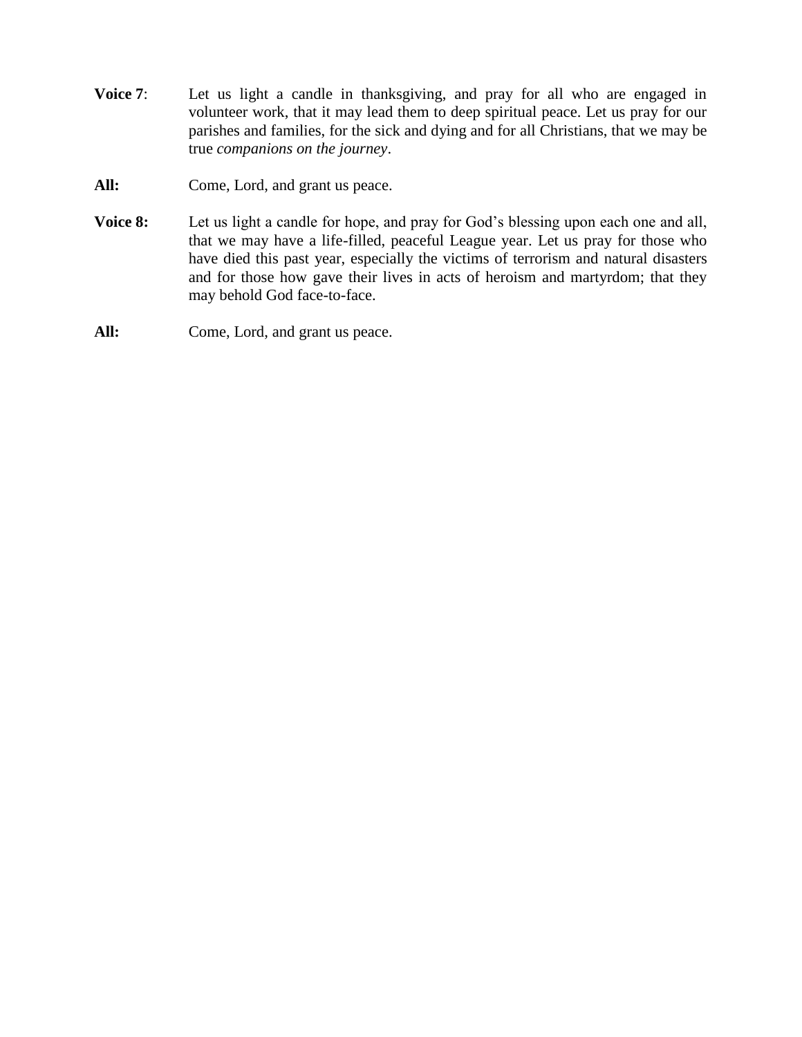**Voice 7**: Let us light a candle in thanksgiving, and pray for all who are engaged in volunteer work, that it may lead them to deep spiritual peace. Let us pray for our parishes and families, for the sick and dying and for all Christians, that we may be true *companions on the journey*.

**All:** Come, Lord, and grant us peace.

**Voice 8:** Let us light a candle for hope, and pray for God's blessing upon each one and all, that we may have a life-filled, peaceful League year. Let us pray for those who have died this past year, especially the victims of terrorism and natural disasters and for those how gave their lives in acts of heroism and martyrdom; that they may behold God face-to-face.

**All:** Come, Lord, and grant us peace.